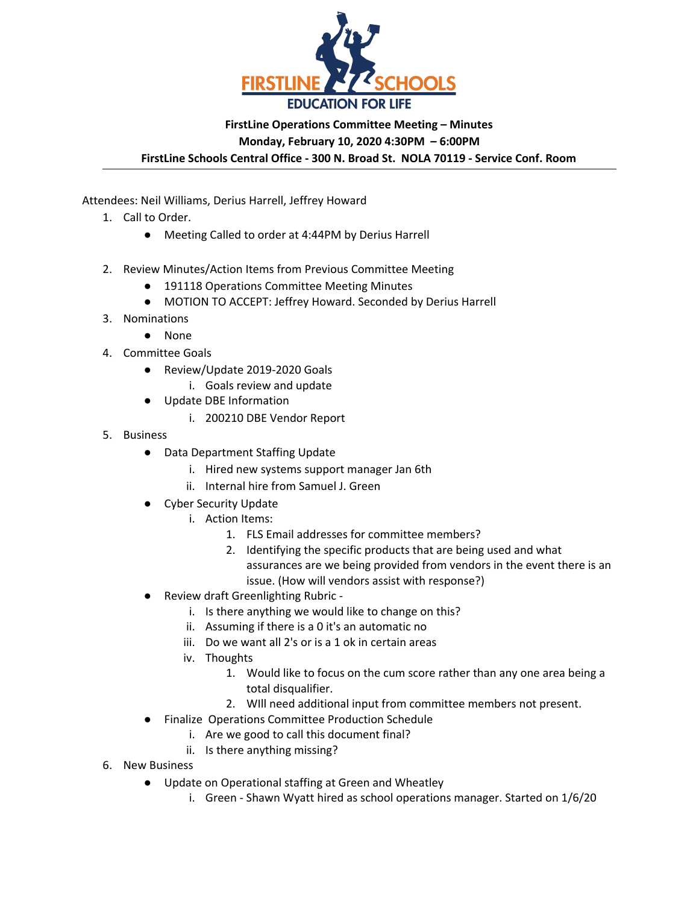**FirstLine Operations Committee Meeting – Minutes**
**Monday, February 10, 2020 4:30PM – 6:00PM**
**FirstLine Schools Central Office - 300 N. Broad St. NOLA 70119 - Service Conf. Room**

---

Attendees: Neil Williams, Derius Harrell, Jeffrey Howard

1. Call to Order.
   - Meeting Called to order at 4:44PM by Derius Harrell
2. Review Minutes/Action Items from Previous Committee Meeting
   - 191118 Operations Committee Meeting Minutes
   - MOTION TO ACCEPT: Jeffrey Howard. Seconded by Derius Harrell
3. Nominations
   - None
4. Committee Goals
   - Review/Update 2019-2020 Goals
     i. Goals review and update
   - Update DBE Information
     i. 200210 DBE Vendor Report
5. Business
   - Data Department Staffing Update
     i. Hired new systems support manager Jan 6th
     ii. Internal hire from Samuel J. Green
   - Cyber Security Update
     i. Action Items:
        1. FLS Email addresses for committee members?
        2. Identifying the specific products that are being used and what assurances are we being provided from vendors in the event there is an issue. (How will vendors assist with response?)
   - Review draft Greenlighting Rubric -
     i. Is there anything we would like to change on this?
     ii. Assuming if there is a 0 it's an automatic no
     iii. Do we want all 2's or is a 1 ok in certain areas
     iv. Thoughts
        1. Would like to focus on the cum score rather than any one area being a total disqualifier.
        2. WIll need additional input from committee members not present.
   - Finalize Operations Committee Production Schedule
     i. Are we good to call this document final?
     ii. Is there anything missing?
6. New Business
   - Update on Operational staffing at Green and Wheatley
     i. Green - Shawn Wyatt hired as school operations manager. Started on 1/6/20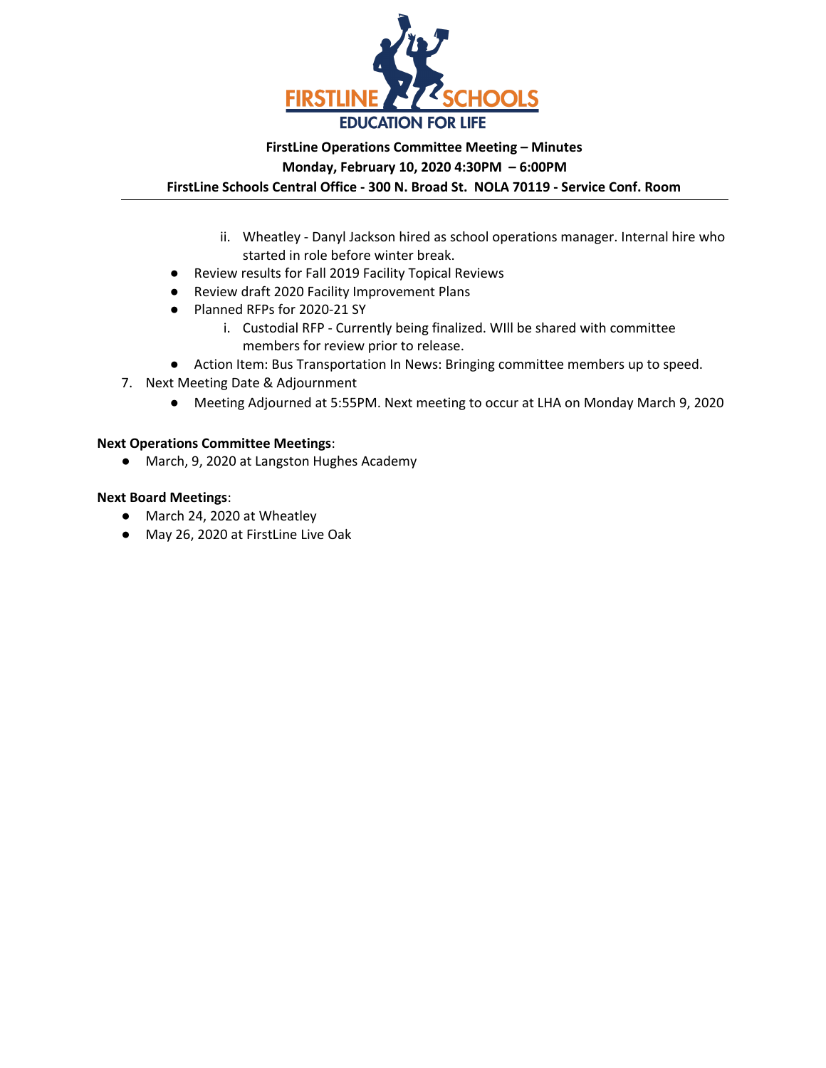**FirstLine Operations Committee Meeting – Minutes**
**Monday, February 10, 2020 4:30PM – 6:00PM**
**FirstLine Schools Central Office - 300 N. Broad St. NOLA 70119 - Service Conf. Room**

---

  ii. Wheatley - Danyl Jackson hired as school operations manager. Internal hire who started in role before winter break.

- Review results for Fall 2019 Facility Topical Reviews
- Review draft 2020 Facility Improvement Plans
- Planned RFPs for 2020-21 SY
  i. Custodial RFP - Currently being finalized. WIll be shared with committee members for review prior to release.
- Action Item: Bus Transportation In News: Bringing committee members up to speed.

7. Next Meeting Date & Adjournment
   - Meeting Adjourned at 5:55PM. Next meeting to occur at LHA on Monday March 9, 2020

**Next Operations Committee Meetings**:

- March, 9, 2020 at Langston Hughes Academy

**Next Board Meetings**:

- March 24, 2020 at Wheatley
- May 26, 2020 at FirstLine Live Oak